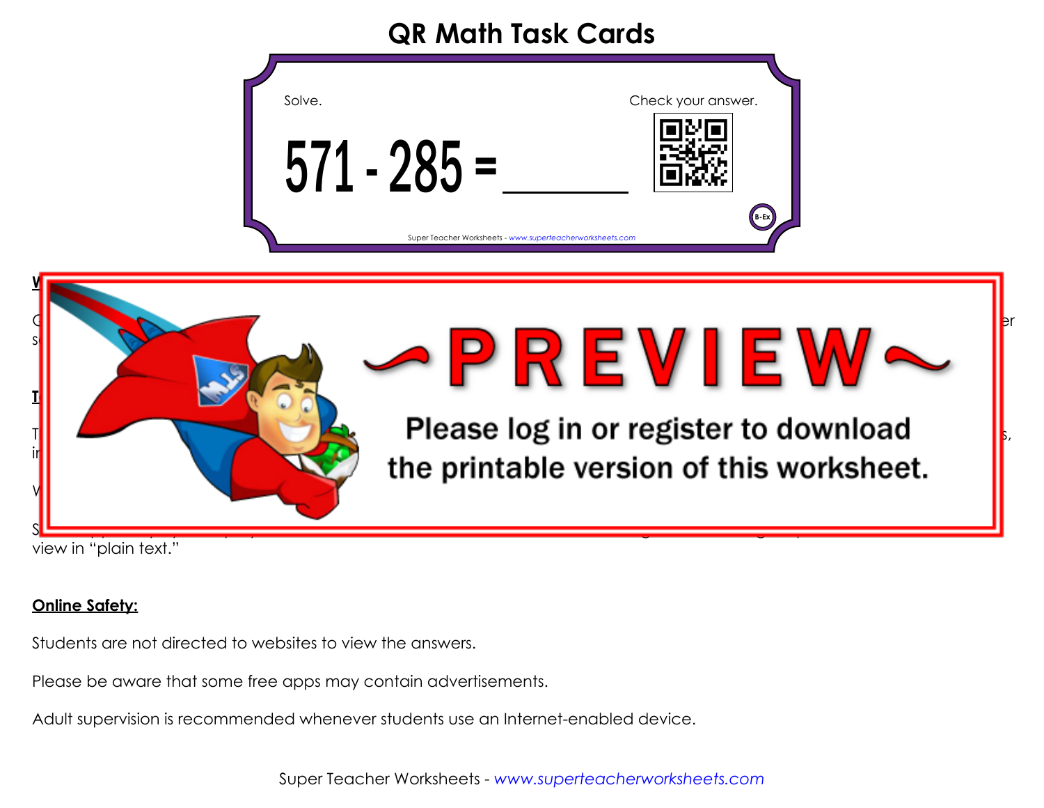# QR Math Task Cards

Solve.

571 - 285 = ______

Check your answer.

B-Ex

Super Teacher Worksheets - www.superteacherworksheets.com

~PREVIEW~

Please log in or register to download the printable version of this worksheet.

view in "plain text."

**Online Safety:**

Students are not directed to websites to view the answers.

Please be aware that some free apps may contain advertisements.

Adult supervision is recommended whenever students use an Internet-enabled device.

Super Teacher Worksheets - www.superteacherworksheets.com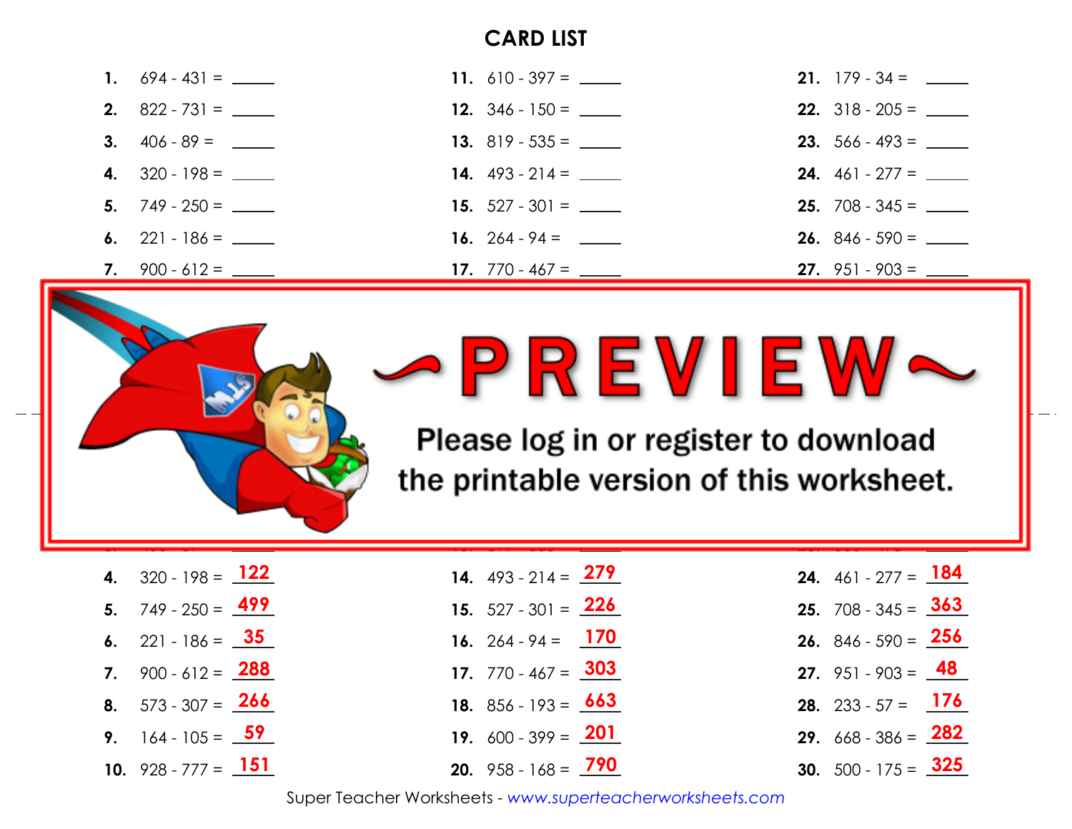## CARD LIST

1. 694 - 431 = _____
2. 822 - 731 = _____
3. 406 - 89 = _____
4. 320 - 198 = _____
5. 749 - 250 = _____
6. 221 - 186 = _____
7. 900 - 612 = _____
11. 610 - 397 = _____
12. 346 - 150 = _____
13. 819 - 535 = _____
14. 493 - 214 = _____
15. 527 - 301 = _____
16. 264 - 94 = _____
17. 770 - 467 = _____
21. 179 - 34 = _____
22. 318 - 205 = _____
23. 566 - 493 = _____
24. 461 - 277 = _____
25. 708 - 345 = _____
26. 846 - 590 = _____
27. 951 - 903 = _____

~PREVIEW~

Please log in or register to download the printable version of this worksheet.

4. 320 - 198 = 122
5. 749 - 250 = 499
6. 221 - 186 = 35
7. 900 - 612 = 288
8. 573 - 307 = 266
9. 164 - 105 = 59
10. 928 - 777 = 151
14. 493 - 214 = 279
15. 527 - 301 = 226
16. 264 - 94 = 170
17. 770 - 467 = 303
18. 856 - 193 = 663
19. 600 - 399 = 201
20. 958 - 168 = 790
24. 461 - 277 = 184
25. 708 - 345 = 363
26. 846 - 590 = 256
27. 951 - 903 = 48
28. 233 - 57 = 176
29. 668 - 386 = 282
30. 500 - 175 = 325

Super Teacher Worksheets - www.superteacherworksheets.com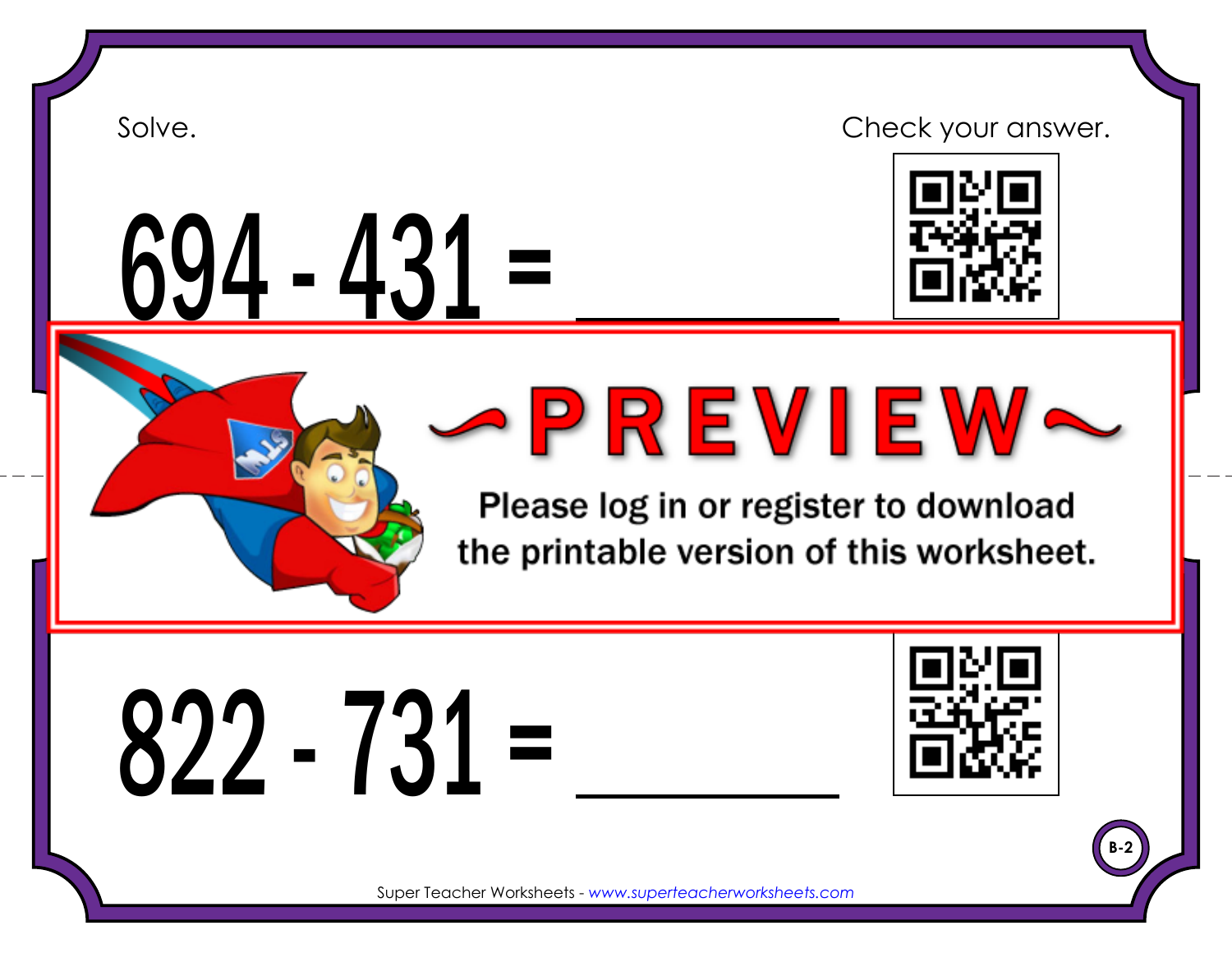Solve.

Check your answer.

$$694 - 431 = \_\_\_\_\_\_$$

~PREVIEW~

Please log in or register to download the printable version of this worksheet.

$$822 - 731 = \_\_\_\_\_\_$$

B-2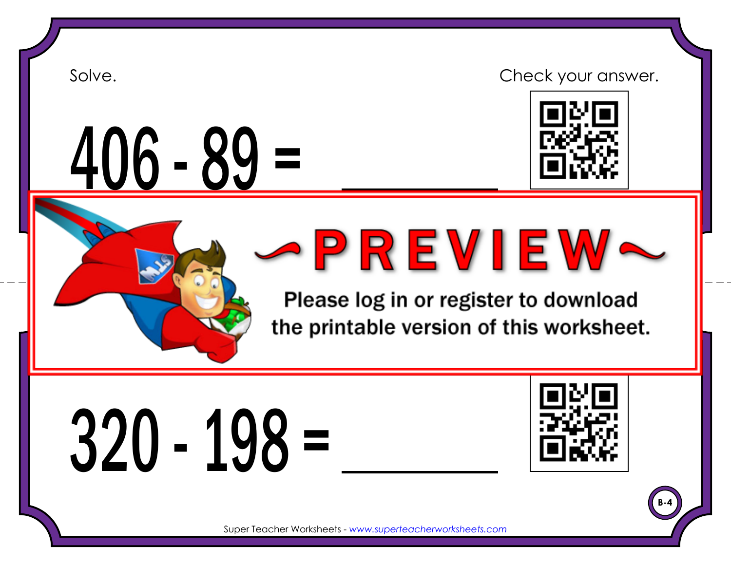Solve.

Check your answer.

$406 - 89 =$ ________

~PREVIEW~

Please log in or register to download the printable version of this worksheet.

$320 - 198 =$ ________

B-4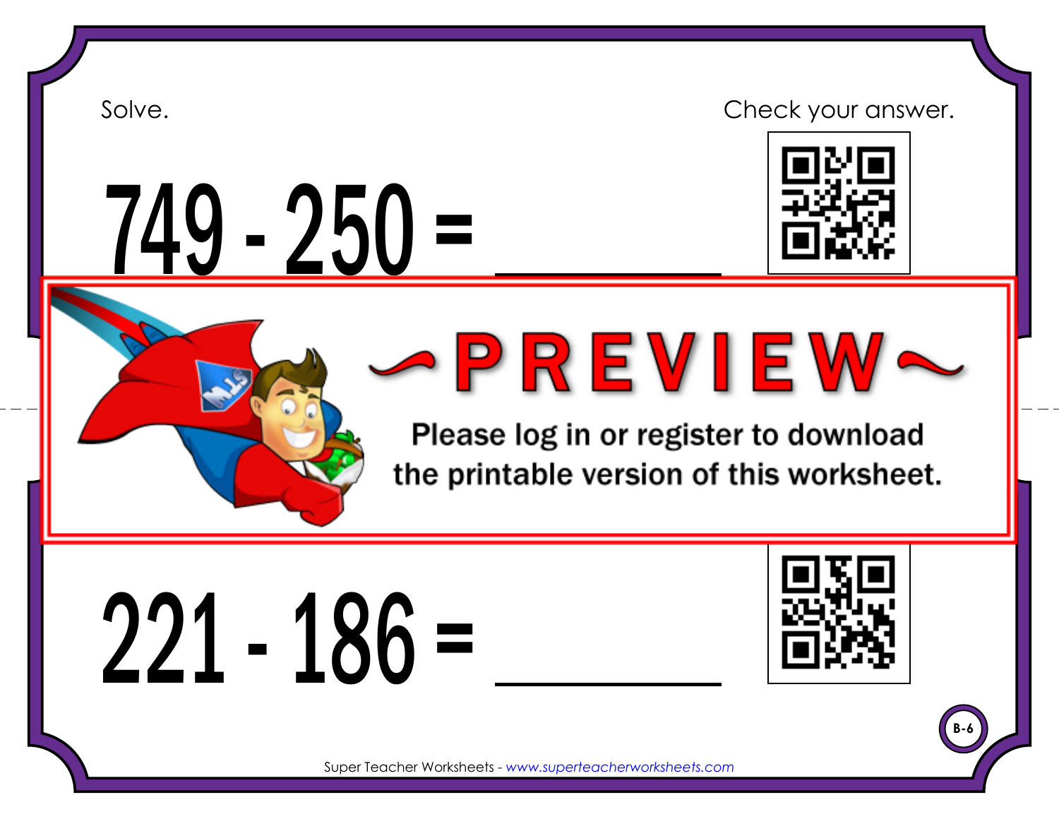Solve.

Check your answer.

# $749 - 250 =$ \_\_\_\_\_\_\_\_

~PREVIEW~

Please log in or register to download the printable version of this worksheet.

# $221 - 186 =$ \_\_\_\_\_\_\_\_

B-6

Super Teacher Worksheets - www.superteacherworksheets.com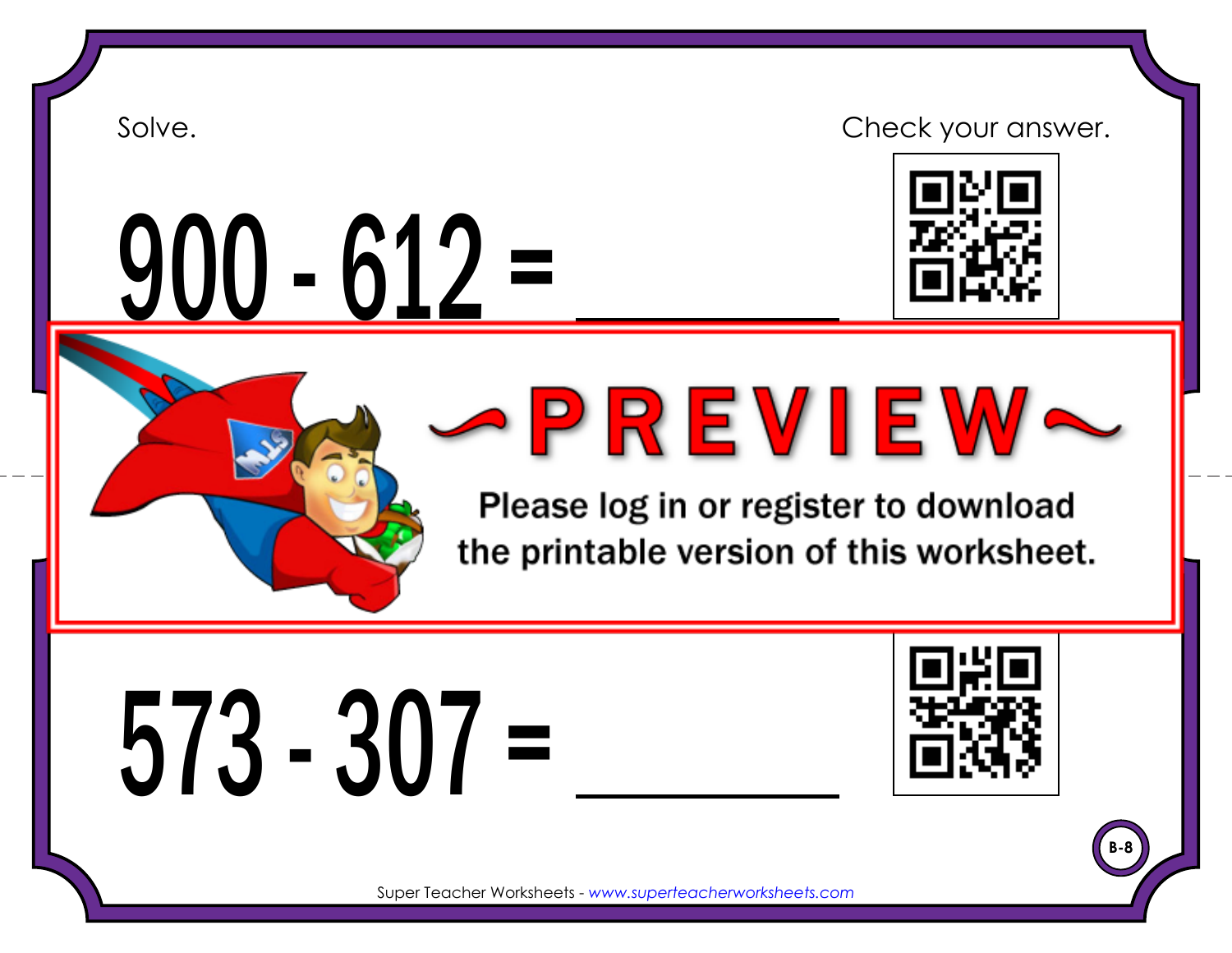Solve.

Check your answer.

# $900 - 612 =$ \_\_\_\_\_\_\_\_

~PREVIEW~

Please log in or register to download the printable version of this worksheet.

# $573 - 307 =$ \_\_\_\_\_\_\_\_

B-8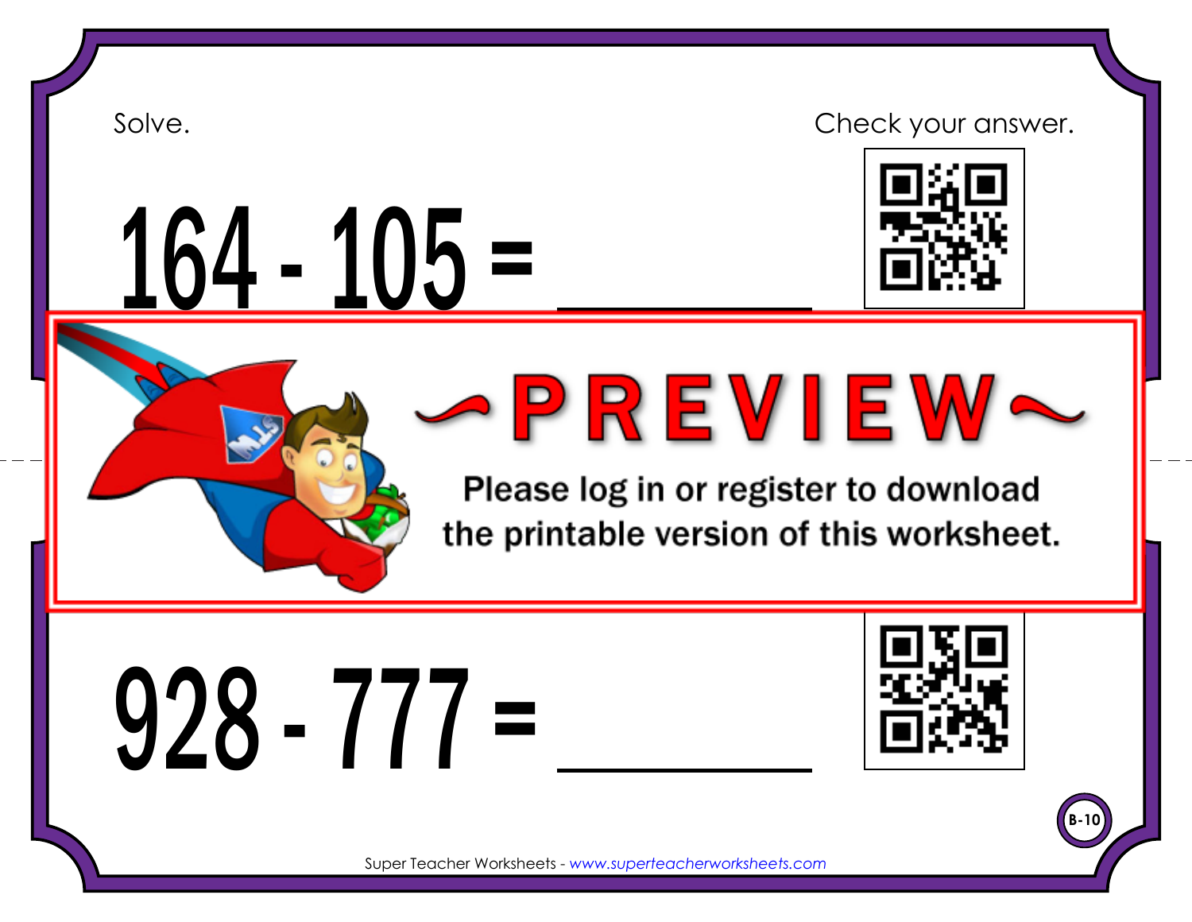Solve.

Check your answer.

$164 - 105 =$ ______

~PREVIEW~

Please log in or register to download the printable version of this worksheet.

$928 - 777 =$ ______

B-10

Super Teacher Worksheets - www.superteacherworksheets.com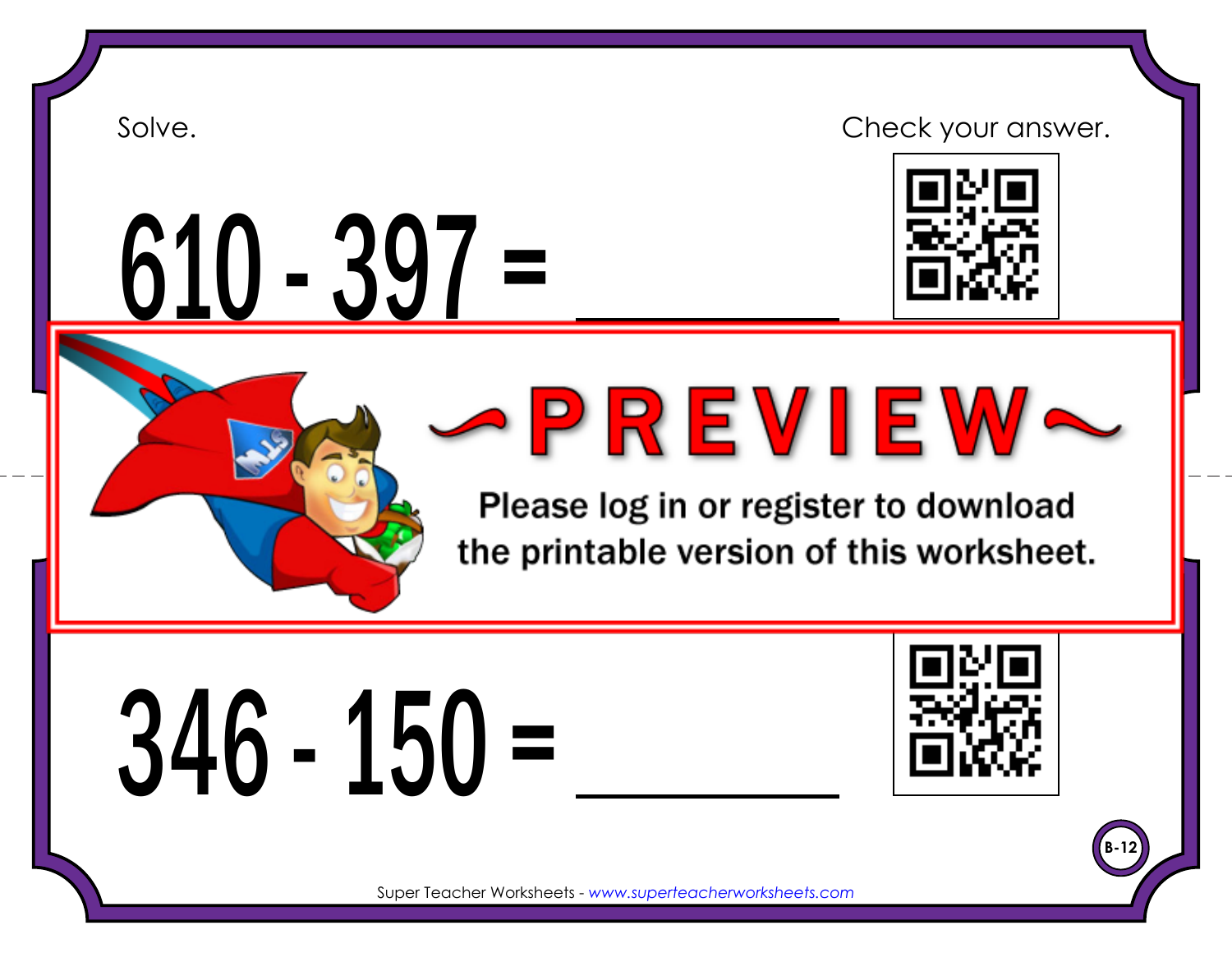Solve.

Check your answer.

$610 - 397 =$ ______

~PREVIEW~

Please log in or register to download the printable version of this worksheet.

$346 - 150 =$ ______

B-12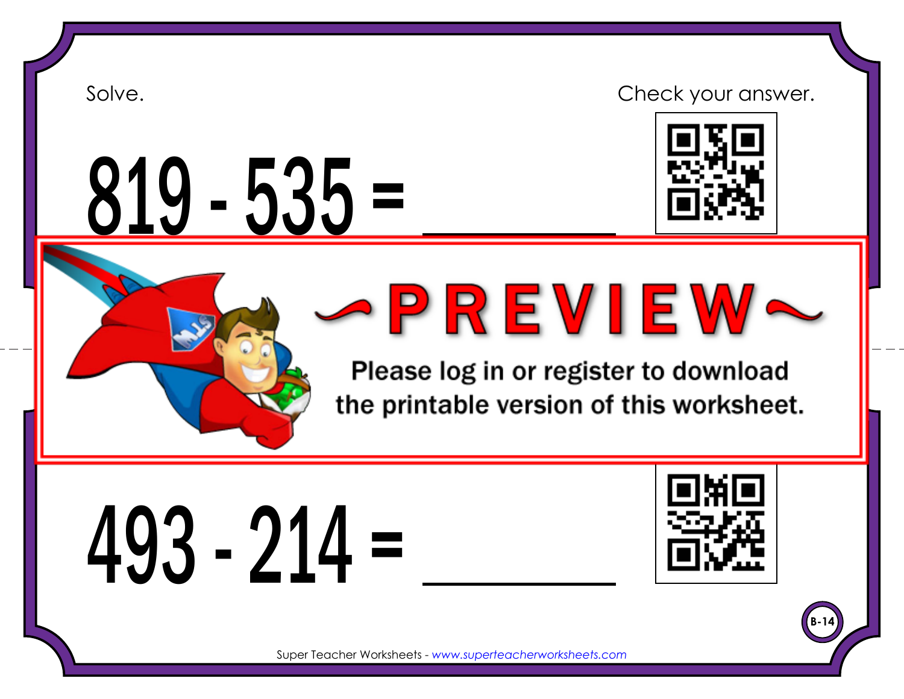Solve.

Check your answer.

$$819 - 535 = \_\_\_\_\_\_$$

~PREVIEW~

Please log in or register to download the printable version of this worksheet.

$$493 - 214 = \_\_\_\_\_\_$$

B-14

Super Teacher Worksheets - www.superteacherworksheets.com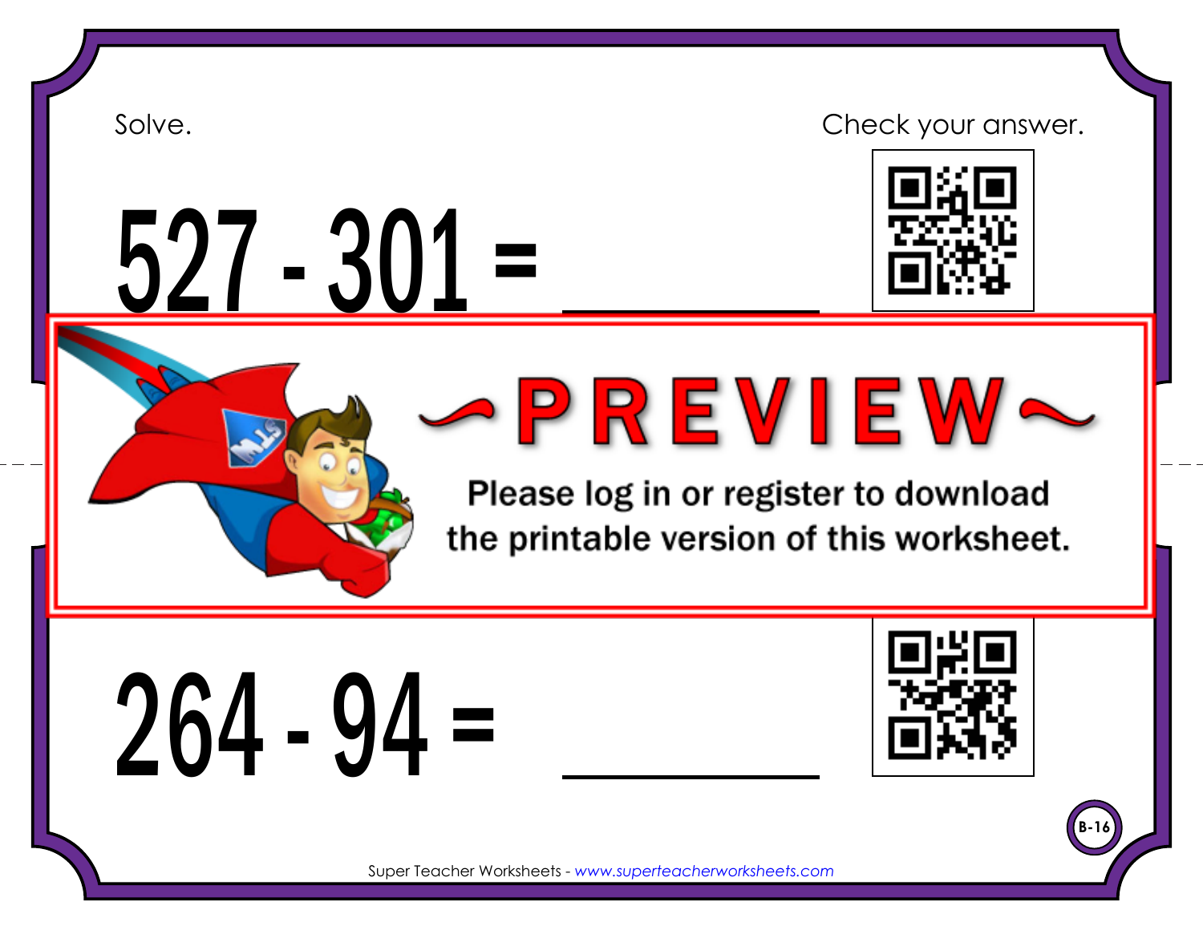Solve.

Check your answer.

$$527 - 301 = \_\_\_\_\_\_\_$$

~PREVIEW~

Please log in or register to download the printable version of this worksheet.

$$264 - 94 = \_\_\_\_\_\_\_$$

B-16

Super Teacher Worksheets - www.superteacherworksheets.com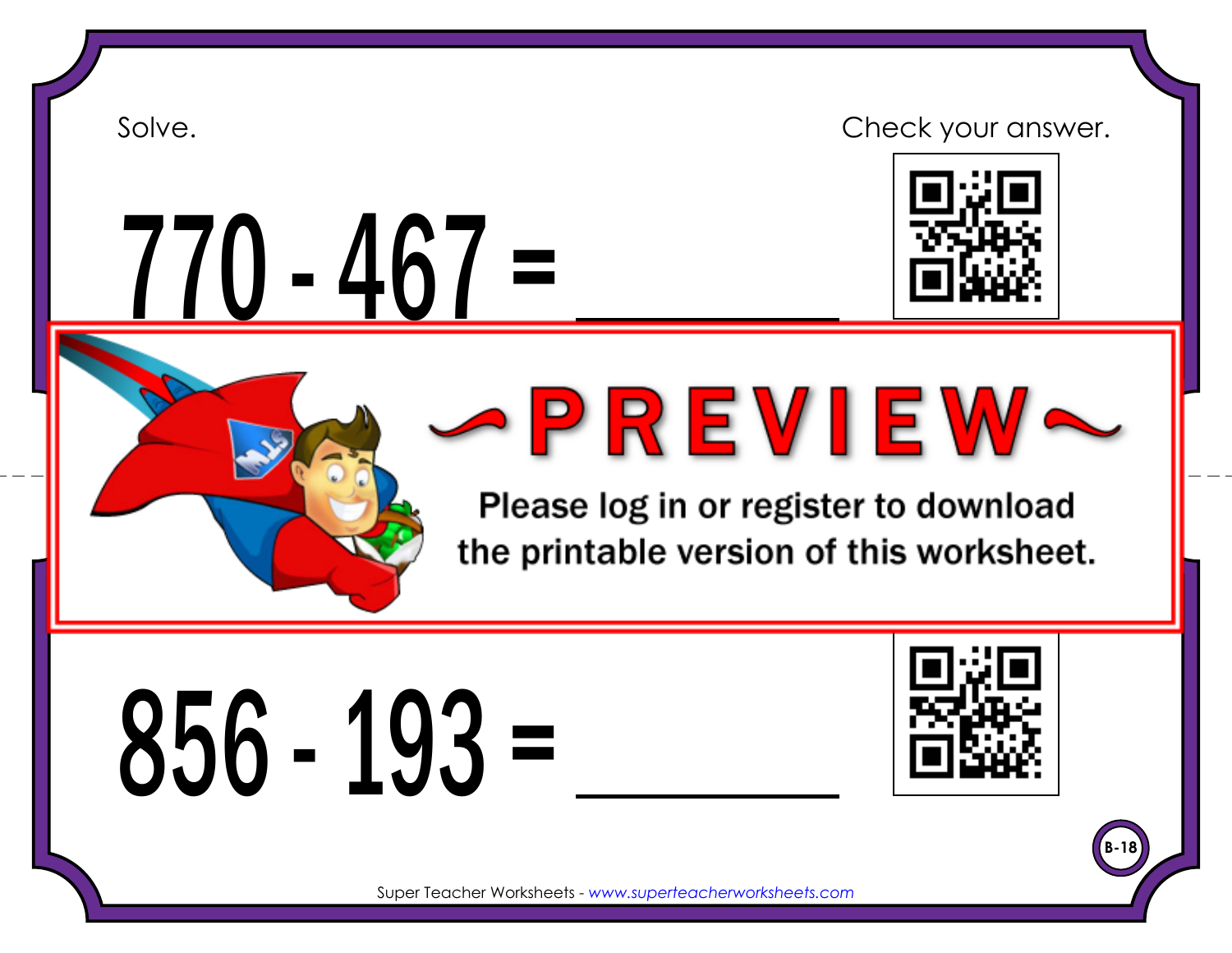Solve.

Check your answer.

# 770 - 467 = ________

~PREVIEW~

Please log in or register to download the printable version of this worksheet.

# 856 - 193 = ________

B-18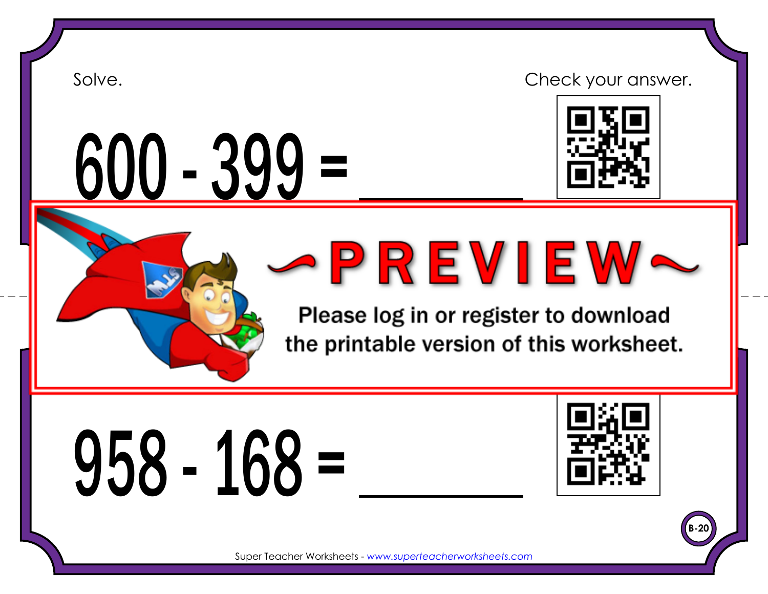Solve.

Check your answer.

# $600 - 399 =$ ______

~PREVIEW~

Please log in or register to download the printable version of this worksheet.

# $958 - 168 =$ ______

B-20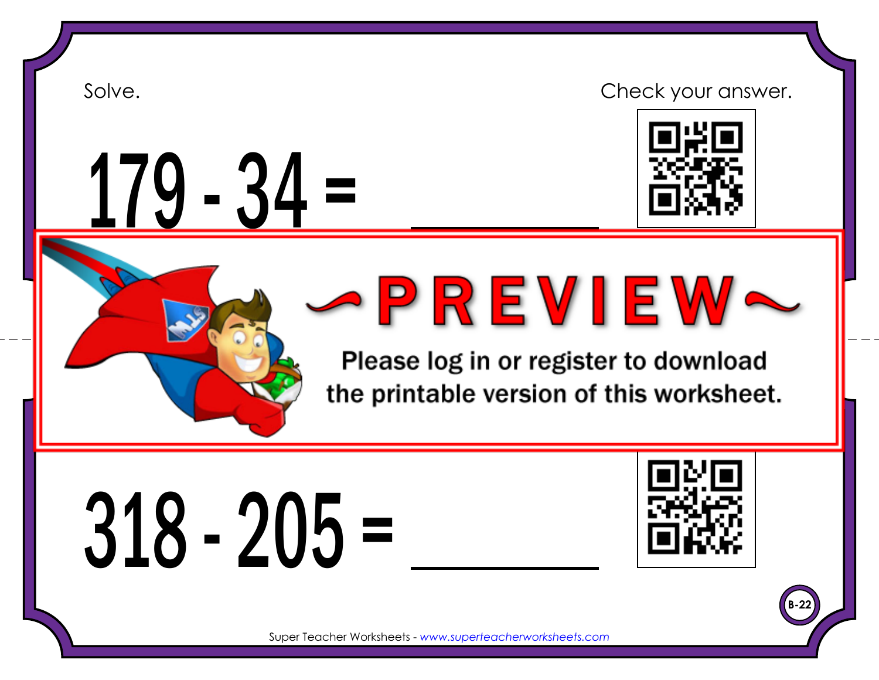Solve.

Check your answer.

$179 - 34 =$ \_\_\_\_\_\_\_\_

~PREVIEW~

Please log in or register to download the printable version of this worksheet.

$318 - 205 =$ \_\_\_\_\_\_\_\_

B-22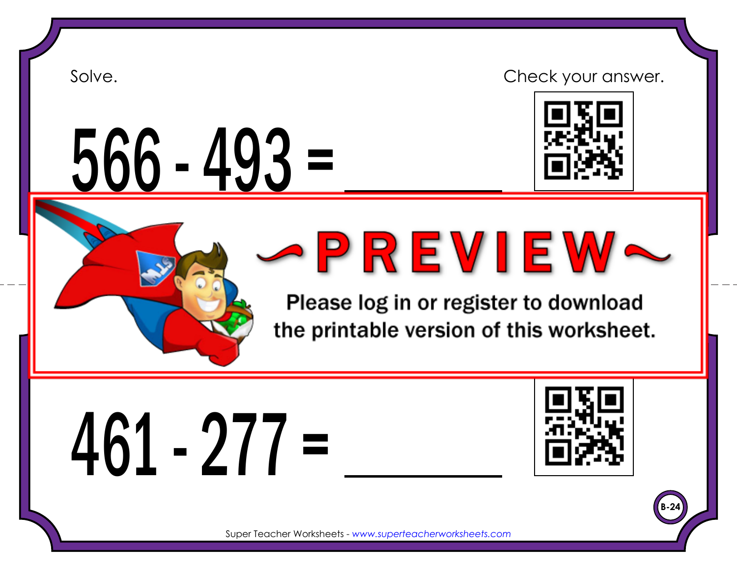Solve.

Check your answer.

$566 - 493 =$ ______

~PREVIEW~

Please log in or register to download the printable version of this worksheet.

$461 - 277 =$ ______

B-24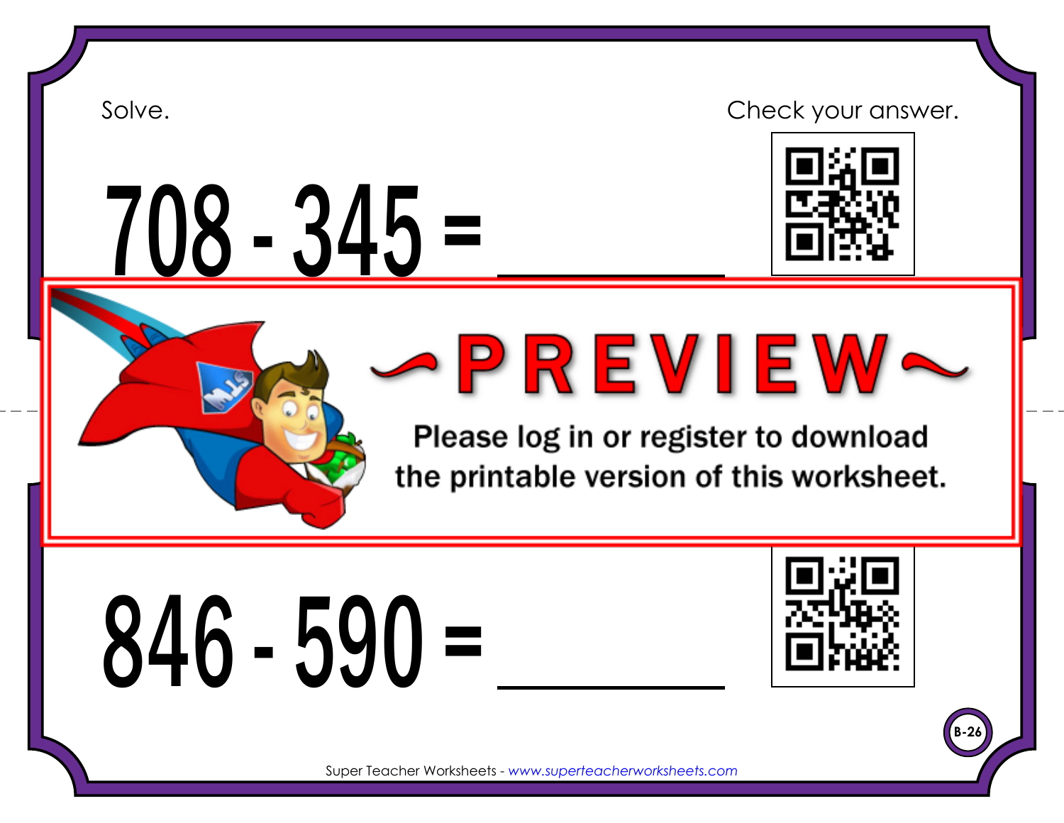Solve.

Check your answer.

$708 - 345 =$ ______

~PREVIEW~

Please log in or register to download the printable version of this worksheet.

$846 - 590 =$ ______

B-26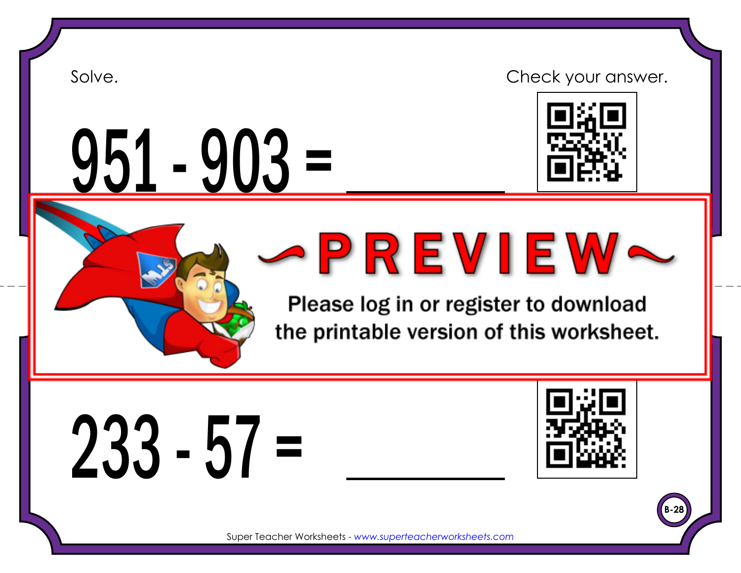Solve.

Check your answer.

$$951 - 903 = \_\_\_\_\_\_$$

~PREVIEW~

Please log in or register to download the printable version of this worksheet.

$$233 - 57 = \_\_\_\_\_\_$$

B-28

Super Teacher Worksheets - www.superteacherworksheets.com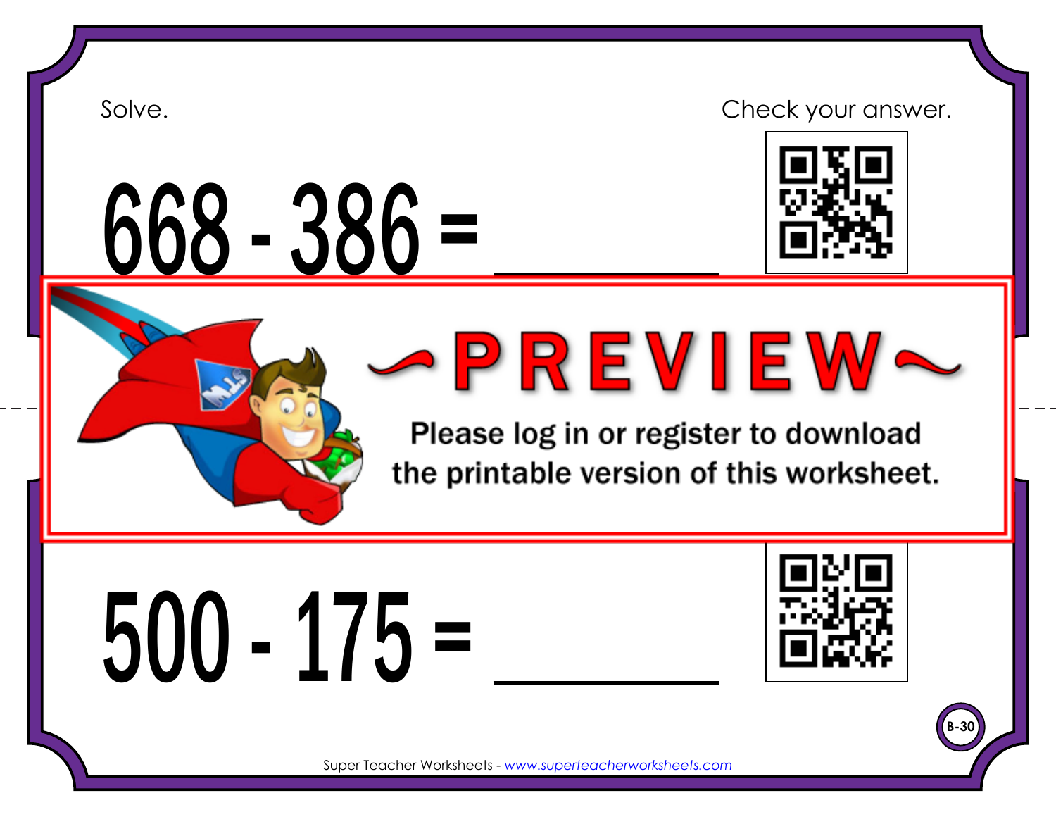Solve.

Check your answer.

$$668 - 386 = \_\_\_\_\_\_\_$$

~PREVIEW~

Please log in or register to download the printable version of this worksheet.

$$500 - 175 = \_\_\_\_\_\_\_$$

B-30